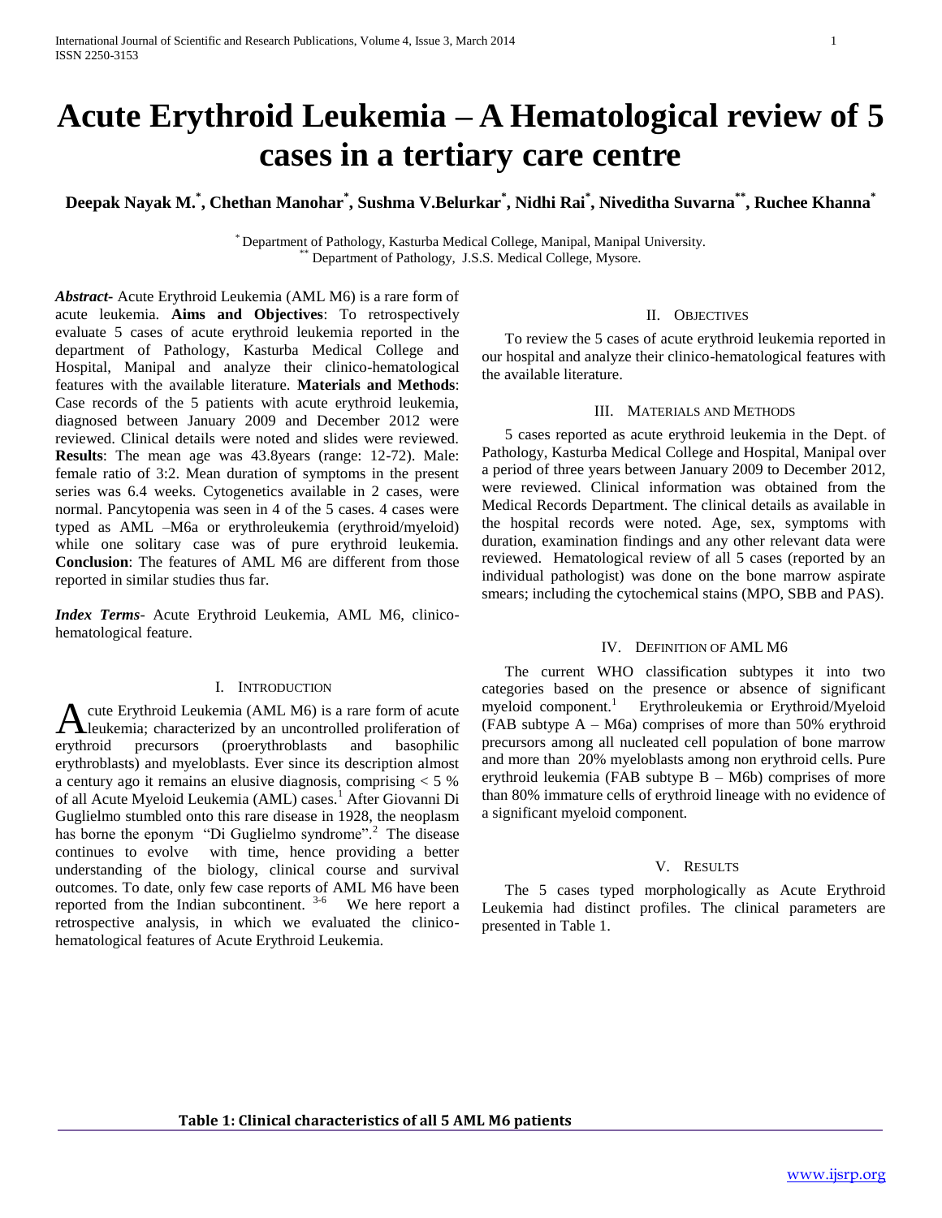# Acute Erythroid Leukemia – A Hematological review of 5 cases in a tertiary care centre

**Deepak Nayak M.[*], Chethan Manohar[*], Sushma V.Belurkar[*], Nidhi Rai[*], Niveditha Suvarna[**], Ruchee Khanna[*]**

[*] Department of Pathology, Kasturba Medical College, Manipal, Manipal University.
[**] Department of Pathology, J.S.S. Medical College, Mysore.

***Abstract-*** Acute Erythroid Leukemia (AML M6) is a rare form of acute leukemia. **Aims and Objectives**: To retrospectively evaluate 5 cases of acute erythroid leukemia reported in the department of Pathology, Kasturba Medical College and Hospital, Manipal and analyze their clinico-hematological features with the available literature. **Materials and Methods**: Case records of the 5 patients with acute erythroid leukemia, diagnosed between January 2009 and December 2012 were reviewed. Clinical details were noted and slides were reviewed. **Results**: The mean age was 43.8years (range: 12-72). Male: female ratio of 3:2. Mean duration of symptoms in the present series was 6.4 weeks. Cytogenetics available in 2 cases, were normal. Pancytopenia was seen in 4 of the 5 cases. 4 cases were typed as AML –M6a or erythroleukemia (erythroid/myeloid) while one solitary case was of pure erythroid leukemia. **Conclusion**: The features of AML M6 are different from those reported in similar studies thus far.

***Index Terms-*** Acute Erythroid Leukemia, AML M6, clinico-hematological feature.

## I. Introduction

Acute Erythroid Leukemia (AML M6) is a rare form of acute leukemia; characterized by an uncontrolled proliferation of erythroid precursors (proerythroblasts and basophilic erythroblasts) and myeloblasts. Ever since its description almost a century ago it remains an elusive diagnosis, comprising < 5 % of all Acute Myeloid Leukemia (AML) cases.[1] After Giovanni Di Guglielmo stumbled onto this rare disease in 1928, the neoplasm has borne the eponym "Di Guglielmo syndrome".[2] The disease continues to evolve with time, hence providing a better understanding of the biology, clinical course and survival outcomes. To date, only few case reports of AML M6 have been reported from the Indian subcontinent. [3-6] We here report a retrospective analysis, in which we evaluated the clinico-hematological features of Acute Erythroid Leukemia.

## II. Objectives

To review the 5 cases of acute erythroid leukemia reported in our hospital and analyze their clinico-hematological features with the available literature.

## III. Materials and Methods

5 cases reported as acute erythroid leukemia in the Dept. of Pathology, Kasturba Medical College and Hospital, Manipal over a period of three years between January 2009 to December 2012, were reviewed. Clinical information was obtained from the Medical Records Department. The clinical details as available in the hospital records were noted. Age, sex, symptoms with duration, examination findings and any other relevant data were reviewed. Hematological review of all 5 cases (reported by an individual pathologist) was done on the bone marrow aspirate smears; including the cytochemical stains (MPO, SBB and PAS).

## IV. Definition of AML M6

The current WHO classification subtypes it into two categories based on the presence or absence of significant myeloid component.[1] Erythroleukemia or Erythroid/Myeloid (FAB subtype A – M6a) comprises of more than 50% erythroid precursors among all nucleated cell population of bone marrow and more than 20% myeloblasts among non erythroid cells. Pure erythroid leukemia (FAB subtype B – M6b) comprises of more than 80% immature cells of erythroid lineage with no evidence of a significant myeloid component.

## V. Results

The 5 cases typed morphologically as Acute Erythroid Leukemia had distinct profiles. The clinical parameters are presented in Table 1.

**Table 1: Clinical characteristics of all 5 AML M6 patients**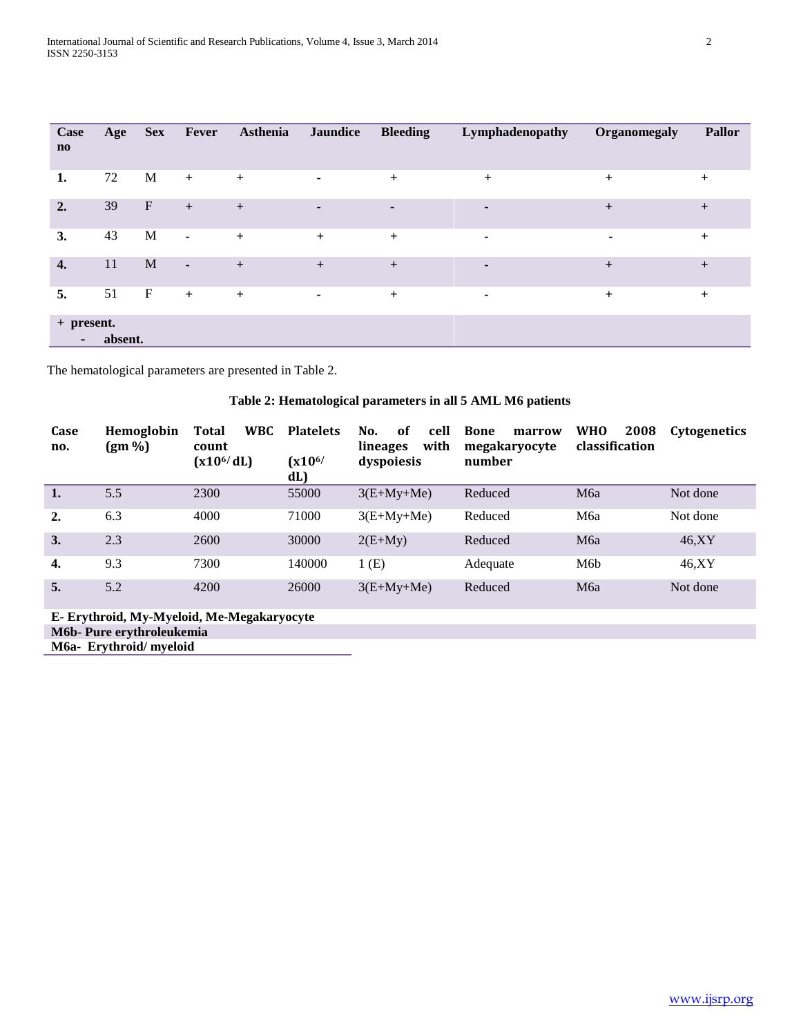| Case no | Age | Sex | Fever | Asthenia | Jaundice | Bleeding | Lymphadenopathy | Organomegaly | Pallor |
|---|---|---|---|---|---|---|---|---|---|
| **1.** | 72 | M | + | + | - | + | + | + | + |
| **2.** | 39 | F | + | + | - | - | - | + | + |
| **3.** | 43 | M | - | + | + | + | - | - | + |
| **4.** | 11 | M | - | + | + | + | - | + | + |
| **5.** | 51 | F | + | + | - | + | - | + | + |

**+ present.**
**- absent.**

The hematological parameters are presented in Table 2.

**Table 2: Hematological parameters in all 5 AML M6 patients**

| Case no. | Hemoglobin (gm %) | Total WBC count ($x10^{6}$/ dL) | Platelets ($x10^{6}$/ dL) | No. of cell lineages with dyspoiesis | Bone marrow megakaryocyte number | WHO 2008 classification | Cytogenetics |
|---|---|---|---|---|---|---|---|
| **1.** | 5.5 | 2300 | 55000 | 3(E+My+Me) | Reduced | M6a | Not done |
| **2.** | 6.3 | 4000 | 71000 | 3(E+My+Me) | Reduced | M6a | Not done |
| **3.** | 2.3 | 2600 | 30000 | 2(E+My) | Reduced | M6a | 46,XY |
| **4.** | 9.3 | 7300 | 140000 | 1 (E) | Adequate | M6b | 46,XY |
| **5.** | 5.2 | 4200 | 26000 | 3(E+My+Me) | Reduced | M6a | Not done |

**E- Erythroid, My-Myeloid, Me-Megakaryocyte**
**M6b- Pure erythroleukemia**
**M6a- Erythroid/ myeloid**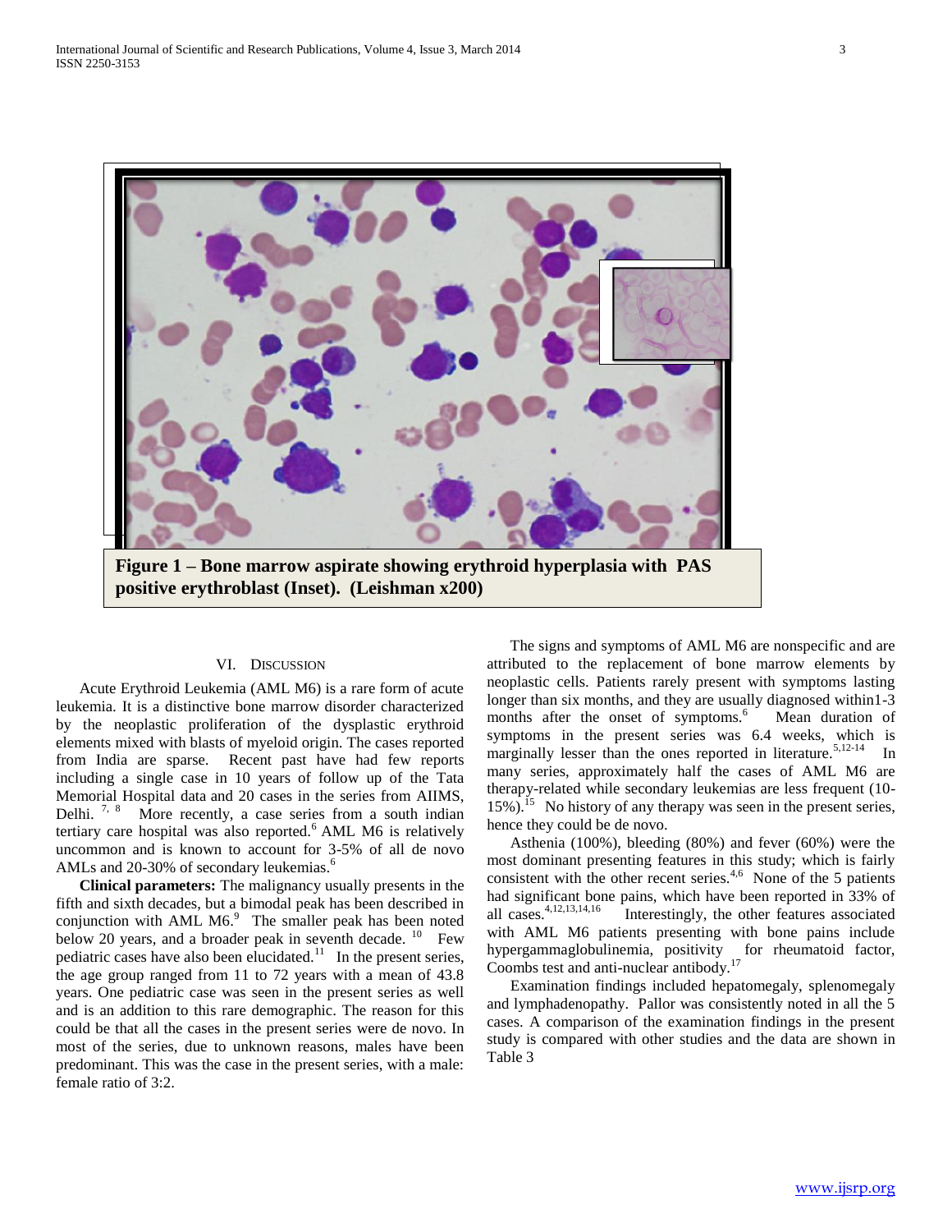Figure 1 – Bone marrow aspirate showing erythroid hyperplasia with PAS positive erythroblast (Inset). (Leishman x200)

## VI. Discussion

Acute Erythroid Leukemia (AML M6) is a rare form of acute leukemia. It is a distinctive bone marrow disorder characterized by the neoplastic proliferation of the dysplastic erythroid elements mixed with blasts of myeloid origin. The cases reported from India are sparse. Recent past have had few reports including a single case in 10 years of follow up of the Tata Memorial Hospital data and 20 cases in the series from AIIMS, Delhi. [7, 8] More recently, a case series from a south indian tertiary care hospital was also reported.[6] AML M6 is relatively uncommon and is known to account for 3-5% of all de novo AMLs and 20-30% of secondary leukemias.[6]

**Clinical parameters:** The malignancy usually presents in the fifth and sixth decades, but a bimodal peak has been described in conjunction with AML M6.[9] The smaller peak has been noted below 20 years, and a broader peak in seventh decade. [10] Few pediatric cases have also been elucidated.[11] In the present series, the age group ranged from 11 to 72 years with a mean of 43.8 years. One pediatric case was seen in the present series as well and is an addition to this rare demographic. The reason for this could be that all the cases in the present series were de novo. In most of the series, due to unknown reasons, males have been predominant. This was the case in the present series, with a male: female ratio of 3:2.

The signs and symptoms of AML M6 are nonspecific and are attributed to the replacement of bone marrow elements by neoplastic cells. Patients rarely present with symptoms lasting longer than six months, and they are usually diagnosed within1-3 months after the onset of symptoms.[6] Mean duration of symptoms in the present series was 6.4 weeks, which is marginally lesser than the ones reported in literature.[5,12-14] In many series, approximately half the cases of AML M6 are therapy-related while secondary leukemias are less frequent (10-15%).[15] No history of any therapy was seen in the present series, hence they could be de novo.

Asthenia (100%), bleeding (80%) and fever (60%) were the most dominant presenting features in this study; which is fairly consistent with the other recent series.[4,6] None of the 5 patients had significant bone pains, which have been reported in 33% of all cases.[4,12,13,14,16] Interestingly, the other features associated with AML M6 patients presenting with bone pains include hypergammaglobulinemia, positivity for rheumatoid factor, Coombs test and anti-nuclear antibody.[17]

Examination findings included hepatomegaly, splenomegaly and lymphadenopathy. Pallor was consistently noted in all the 5 cases. A comparison of the examination findings in the present study is compared with other studies and the data are shown in Table 3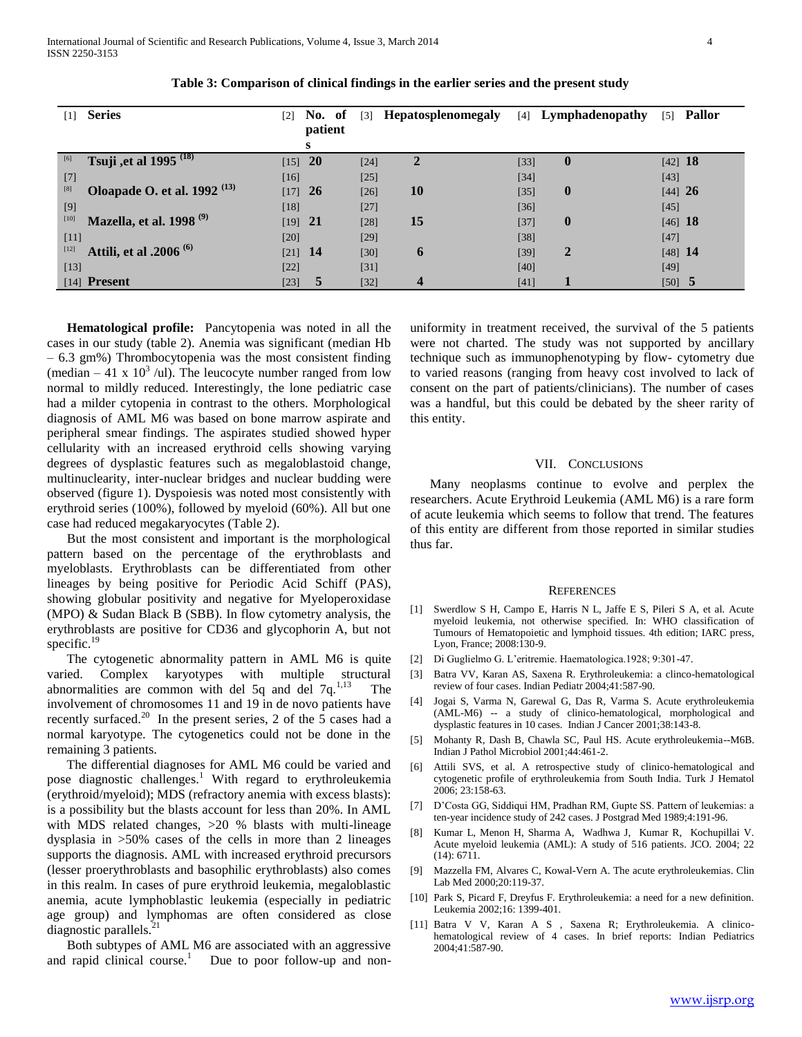**Table 3: Comparison of clinical findings in the earlier series and the present study**

| Series | No. of patients | Hepatosplenomegaly | Lymphadenopathy | Pallor |
|---|---|---|---|---|
| Tsuji ,et al 1995 [18] | 20 | 2 | 0 | 18 |
| Oloapade O. et al. 1992 [13] | 26 | 10 | 0 | 26 |
| Mazella, et al. 1998 [9] | 21 | 15 | 0 | 18 |
| Attili, et al .2006 [6] | 14 | 6 | 2 | 14 |
| Present | 5 | 4 | 1 | 5 |

**Hematological profile:** Pancytopenia was noted in all the cases in our study (table 2). Anemia was significant (median Hb – 6.3 gm%) Thrombocytopenia was the most consistent finding (median – 41 x $10^3$ /ul). The leucocyte number ranged from low normal to mildly reduced. Interestingly, the lone pediatric case had a milder cytopenia in contrast to the others. Morphological diagnosis of AML M6 was based on bone marrow aspirate and peripheral smear findings. The aspirates studied showed hyper cellularity with an increased erythroid cells showing varying degrees of dysplastic features such as megaloblastoid change, multinuclearity, inter-nuclear bridges and nuclear budding were observed (figure 1). Dyspoiesis was noted most consistently with erythroid series (100%), followed by myeloid (60%). All but one case had reduced megakaryocytes (Table 2).

But the most consistent and important is the morphological pattern based on the percentage of the erythroblasts and myeloblasts. Erythroblasts can be differentiated from other lineages by being positive for Periodic Acid Schiff (PAS), showing globular positivity and negative for Myeloperoxidase (MPO) & Sudan Black B (SBB). In flow cytometry analysis, the erythroblasts are positive for CD36 and glycophorin A, but not specific.[19]

The cytogenetic abnormality pattern in AML M6 is quite varied. Complex karyotypes with multiple structural abnormalities are common with del 5q and del 7q.[1,13] The involvement of chromosomes 11 and 19 in de novo patients have recently surfaced.[20] In the present series, 2 of the 5 cases had a normal karyotype. The cytogenetics could not be done in the remaining 3 patients.

The differential diagnoses for AML M6 could be varied and pose diagnostic challenges.[1] With regard to erythroleukemia (erythroid/myeloid); MDS (refractory anemia with excess blasts): is a possibility but the blasts account for less than 20%. In AML with MDS related changes, >20 % blasts with multi-lineage dysplasia in >50% cases of the cells in more than 2 lineages supports the diagnosis. AML with increased erythroid precursors (lesser proerythroblasts and basophilic erythroblasts) also comes in this realm. In cases of pure erythroid leukemia, megaloblastic anemia, acute lymphoblastic leukemia (especially in pediatric age group) and lymphomas are often considered as close diagnostic parallels.[21]

Both subtypes of AML M6 are associated with an aggressive and rapid clinical course.[1] Due to poor follow-up and non-uniformity in treatment received, the survival of the 5 patients were not charted. The study was not supported by ancillary technique such as immunophenotyping by flow- cytometry due to varied reasons (ranging from heavy cost involved to lack of consent on the part of patients/clinicians). The number of cases was a handful, but this could be debated by the sheer rarity of this entity.

## VII. Conclusions

Many neoplasms continue to evolve and perplex the researchers. Acute Erythroid Leukemia (AML M6) is a rare form of acute leukemia which seems to follow that trend. The features of this entity are different from those reported in similar studies thus far.

## References

[1] Swerdlow S H, Campo E, Harris N L, Jaffe E S, Pileri S A, et al. Acute myeloid leukemia, not otherwise specified. In: WHO classification of Tumours of Hematopoietic and lymphoid tissues. 4th edition; IARC press, Lyon, France; 2008:130-9.

[2] Di Guglielmo G. L'eritremie. Haematologica.1928; 9:301-47.

[3] Batra VV, Karan AS, Saxena R. Erythroleukemia: a clinco-hematological review of four cases. Indian Pediatr 2004;41:587-90.

[4] Jogai S, Varma N, Garewal G, Das R, Varma S. Acute erythroleukemia (AML-M6) -- a study of clinico-hematological, morphological and dysplastic features in 10 cases. Indian J Cancer 2001;38:143-8.

[5] Mohanty R, Dash B, Chawla SC, Paul HS. Acute erythroleukemia--M6B. Indian J Pathol Microbiol 2001;44:461-2.

[6] Attili SVS, et al. A retrospective study of clinico-hematological and cytogenetic profile of erythroleukemia from South India. Turk J Hematol 2006; 23:158-63.

[7] D'Costa GG, Siddiqui HM, Pradhan RM, Gupte SS. Pattern of leukemias: a ten-year incidence study of 242 cases. J Postgrad Med 1989;4:191-96.

[8] Kumar L, Menon H, Sharma A, Wadhwa J, Kumar R, Kochupillai V. Acute myeloid leukemia (AML): A study of 516 patients. JCO. 2004; 22 (14): 6711.

[9] Mazzella FM, Alvares C, Kowal-Vern A. The acute erythroleukemias. Clin Lab Med 2000;20:119-37.

[10] Park S, Picard F, Dreyfus F. Erythroleukemia: a need for a new definition. Leukemia 2002;16: 1399-401.

[11] Batra V V, Karan A S , Saxena R; Erythroleukemia. A clinico-hematological review of 4 cases. In brief reports: Indian Pediatrics 2004;41:587-90.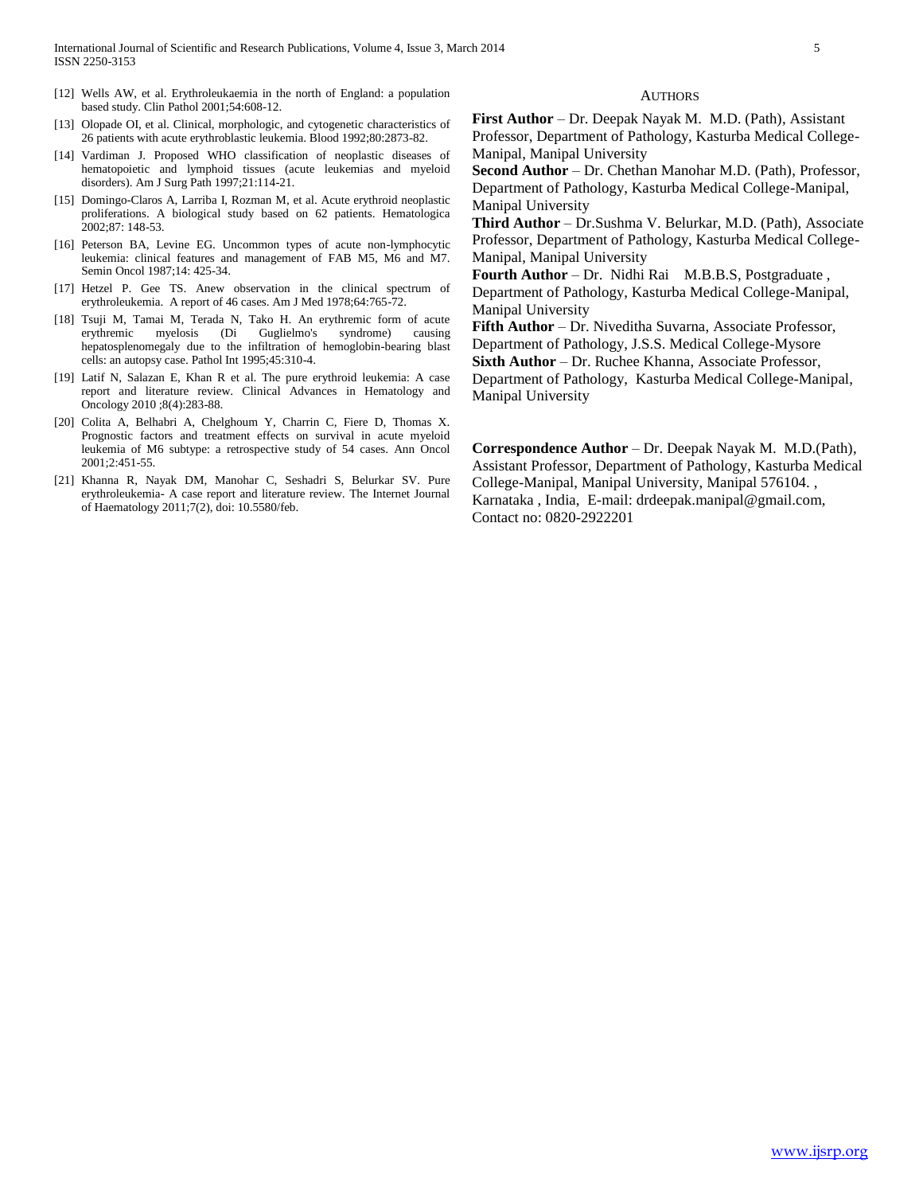[12] Wells AW, et al. Erythroleukaemia in the north of England: a population based study. Clin Pathol 2001;54:608-12.

[13] Olopade OI, et al. Clinical, morphologic, and cytogenetic characteristics of 26 patients with acute erythroblastic leukemia. Blood 1992;80:2873-82.

[14] Vardiman J. Proposed WHO classification of neoplastic diseases of hematopoietic and lymphoid tissues (acute leukemias and myeloid disorders). Am J Surg Path 1997;21:114-21.

[15] Domingo-Claros A, Larriba I, Rozman M, et al. Acute erythroid neoplastic proliferations. A biological study based on 62 patients. Hematologica 2002;87: 148-53.

[16] Peterson BA, Levine EG. Uncommon types of acute non-lymphocytic leukemia: clinical features and management of FAB M5, M6 and M7. Semin Oncol 1987;14: 425-34.

[17] Hetzel P. Gee TS. Anew observation in the clinical spectrum of erythroleukemia. A report of 46 cases. Am J Med 1978;64:765-72.

[18] Tsuji M, Tamai M, Terada N, Tako H. An erythremic form of acute erythremic myelosis (Di Guglielmo's syndrome) causing hepatosplenomegaly due to the infiltration of hemoglobin-bearing blast cells: an autopsy case. Pathol Int 1995;45:310-4.

[19] Latif N, Salazan E, Khan R et al. The pure erythroid leukemia: A case report and literature review. Clinical Advances in Hematology and Oncology 2010 ;8(4):283-88.

[20] Colita A, Belhabri A, Chelghoum Y, Charrin C, Fiere D, Thomas X. Prognostic factors and treatment effects on survival in acute myeloid leukemia of M6 subtype: a retrospective study of 54 cases. Ann Oncol 2001;2:451-55.

[21] Khanna R, Nayak DM, Manohar C, Seshadri S, Belurkar SV. Pure erythroleukemia- A case report and literature review. The Internet Journal of Haematology 2011;7(2), doi: 10.5580/feb.

## Authors

**First Author** – Dr. Deepak Nayak M. M.D. (Path), Assistant Professor, Department of Pathology, Kasturba Medical College-Manipal, Manipal University

**Second Author** – Dr. Chethan Manohar M.D. (Path), Professor, Department of Pathology, Kasturba Medical College-Manipal, Manipal University

**Third Author** – Dr.Sushma V. Belurkar, M.D. (Path), Associate Professor, Department of Pathology, Kasturba Medical College-Manipal, Manipal University

**Fourth Author** – Dr. Nidhi Rai M.B.B.S, Postgraduate , Department of Pathology, Kasturba Medical College-Manipal, Manipal University

**Fifth Author** – Dr. Niveditha Suvarna, Associate Professor, Department of Pathology, J.S.S. Medical College-Mysore

**Sixth Author** – Dr. Ruchee Khanna, Associate Professor, Department of Pathology, Kasturba Medical College-Manipal, Manipal University

**Correspondence Author** – Dr. Deepak Nayak M. M.D.(Path), Assistant Professor, Department of Pathology, Kasturba Medical College-Manipal, Manipal University, Manipal 576104. , Karnataka , India, E-mail: drdeepak.manipal@gmail.com, Contact no: 0820-2922201